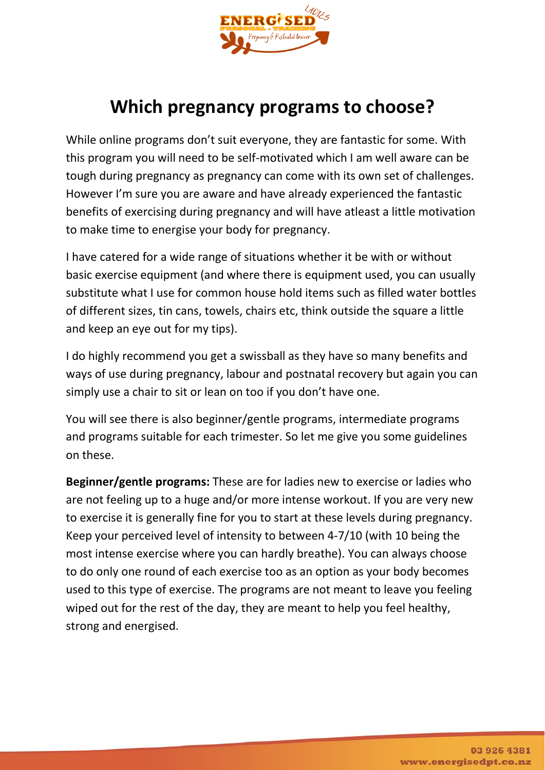# Which pregnancy programs to choose?

While online programs don't suit everyone, they are fantastic for some. With this program you will need to be self-motivated which I am well aware can be tough during pregnancy as pregnancy can come with its own set of challenges. However I'm sure you are aware and have already experienced the fantastic benefits of exercising during pregnancy and will have atleast a little motivation to make time to energise your body for pregnancy.

I have catered for a wide range of situations whether it be with or without basic exercise equipment (and where there is equipment used, you can usually substitute what I use for common house hold items such as filled water bottles of different sizes, tin cans, towels, chairs etc, think outside the square a little and keep an eye out for my tips).

I do highly recommend you get a swissball as they have so many benefits and ways of use during pregnancy, labour and postnatal recovery but again you can simply use a chair to sit or lean on too if you don't have one.

You will see there is also beginner/gentle programs, intermediate programs and programs suitable for each trimester. So let me give you some guidelines on these.

**Beginner/gentle programs:** These are for ladies new to exercise or ladies who are not feeling up to a huge and/or more intense workout. If you are very new to exercise it is generally fine for you to start at these levels during pregnancy. Keep your perceived level of intensity to between 4-7/10 (with 10 being the most intense exercise where you can hardly breathe). You can always choose to do only one round of each exercise too as an option as your body becomes used to this type of exercise. The programs are not meant to leave you feeling wiped out for the rest of the day, they are meant to help you feel healthy, strong and energised.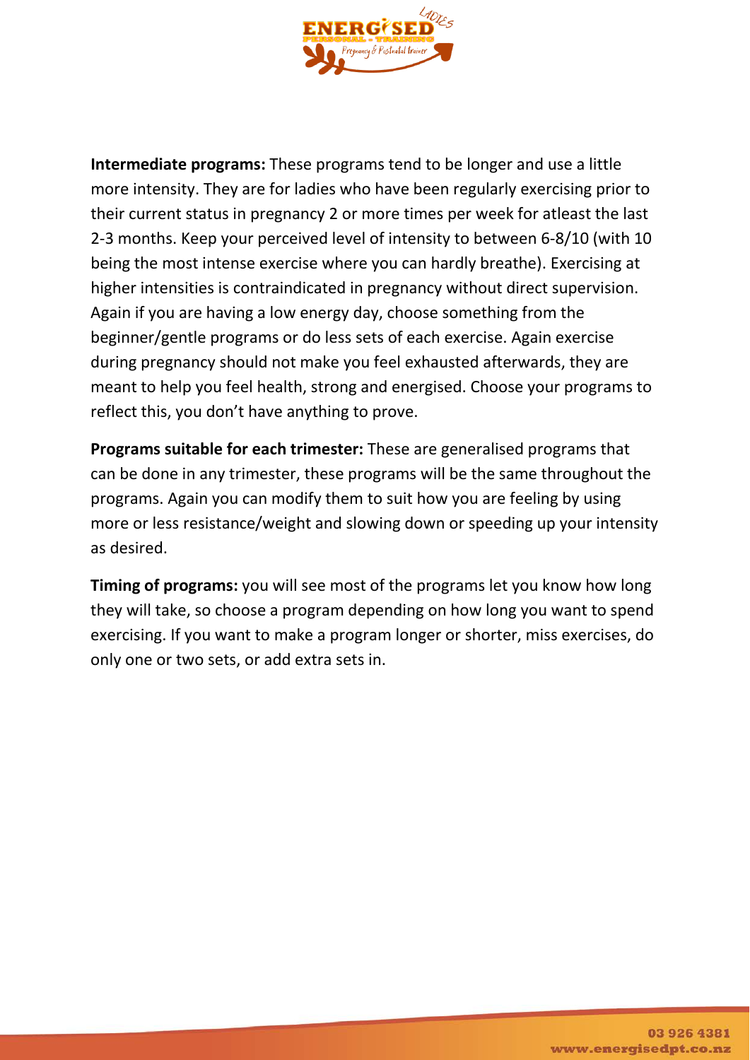**Intermediate programs:** These programs tend to be longer and use a little more intensity. They are for ladies who have been regularly exercising prior to their current status in pregnancy 2 or more times per week for atleast the last 2-3 months. Keep your perceived level of intensity to between 6-8/10 (with 10 being the most intense exercise where you can hardly breathe). Exercising at higher intensities is contraindicated in pregnancy without direct supervision. Again if you are having a low energy day, choose something from the beginner/gentle programs or do less sets of each exercise. Again exercise during pregnancy should not make you feel exhausted afterwards, they are meant to help you feel health, strong and energised. Choose your programs to reflect this, you don't have anything to prove.

**Programs suitable for each trimester:** These are generalised programs that can be done in any trimester, these programs will be the same throughout the programs. Again you can modify them to suit how you are feeling by using more or less resistance/weight and slowing down or speeding up your intensity as desired.

**Timing of programs:** you will see most of the programs let you know how long they will take, so choose a program depending on how long you want to spend exercising. If you want to make a program longer or shorter, miss exercises, do only one or two sets, or add extra sets in.